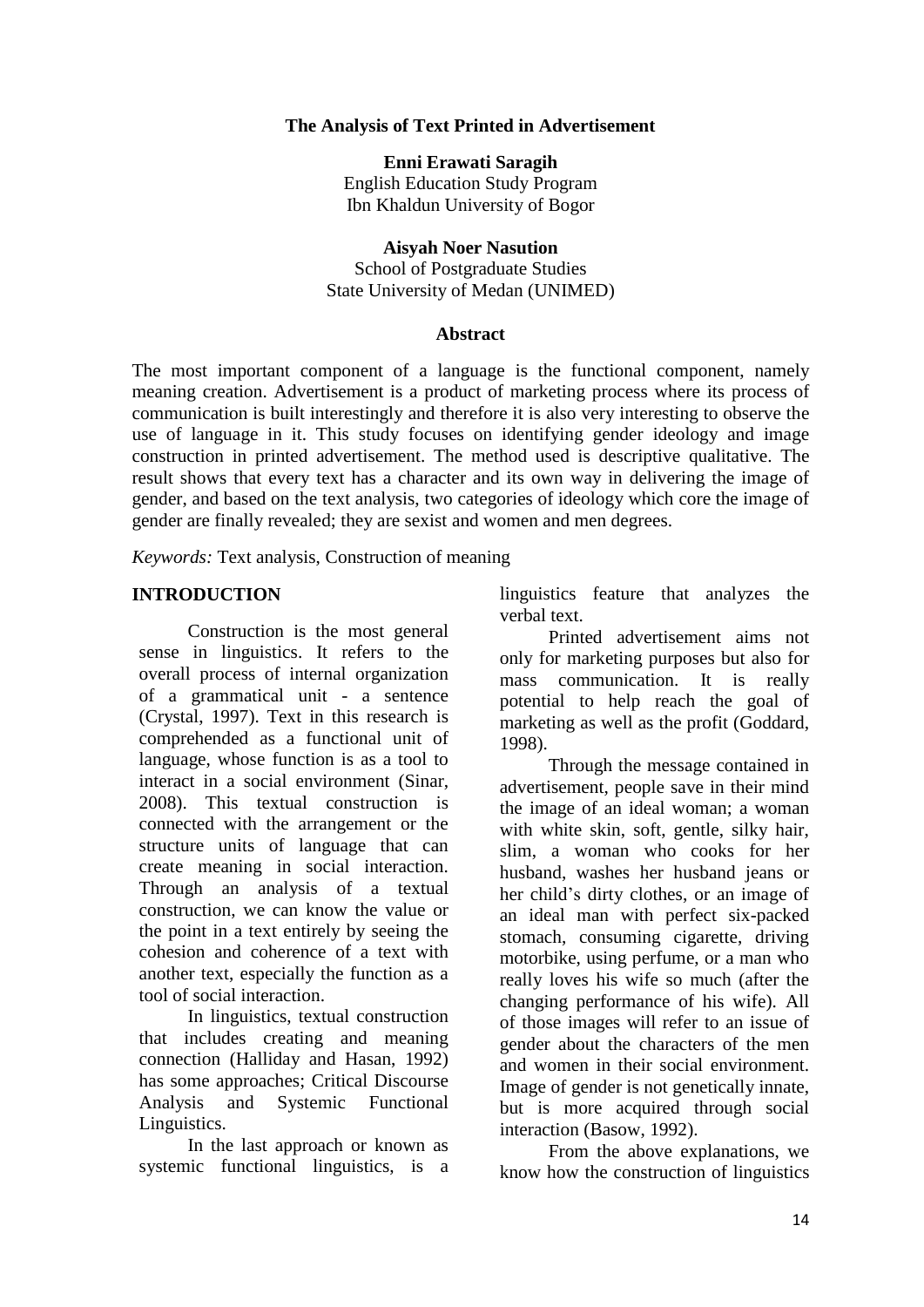# The Analysis of Text Printed in Advertisement

**Enni Erawati Saragih**
English Education Study Program
Ibn Khaldun University of Bogor

**Aisyah Noer Nasution**
School of Postgraduate Studies
State University of Medan (UNIMED)

## Abstract

The most important component of a language is the functional component, namely meaning creation. Advertisement is a product of marketing process where its process of communication is built interestingly and therefore it is also very interesting to observe the use of language in it. This study focuses on identifying gender ideology and image construction in printed advertisement. The method used is descriptive qualitative. The result shows that every text has a character and its own way in delivering the image of gender, and based on the text analysis, two categories of ideology which core the image of gender are finally revealed; they are sexist and women and men degrees.

*Keywords:* Text analysis, Construction of meaning

## INTRODUCTION

Construction is the most general sense in linguistics. It refers to the overall process of internal organization of a grammatical unit - a sentence (Crystal, 1997). Text in this research is comprehended as a functional unit of language, whose function is as a tool to interact in a social environment (Sinar, 2008). This textual construction is connected with the arrangement or the structure units of language that can create meaning in social interaction. Through an analysis of a textual construction, we can know the value or the point in a text entirely by seeing the cohesion and coherence of a text with another text, especially the function as a tool of social interaction.

In linguistics, textual construction that includes creating and meaning connection (Halliday and Hasan, 1992) has some approaches; Critical Discourse Analysis and Systemic Functional Linguistics.

In the last approach or known as systemic functional linguistics, is a linguistics feature that analyzes the verbal text.

Printed advertisement aims not only for marketing purposes but also for mass communication. It is really potential to help reach the goal of marketing as well as the profit (Goddard, 1998).

Through the message contained in advertisement, people save in their mind the image of an ideal woman; a woman with white skin, soft, gentle, silky hair, slim, a woman who cooks for her husband, washes her husband jeans or her child's dirty clothes, or an image of an ideal man with perfect six-packed stomach, consuming cigarette, driving motorbike, using perfume, or a man who really loves his wife so much (after the changing performance of his wife). All of those images will refer to an issue of gender about the characters of the men and women in their social environment. Image of gender is not genetically innate, but is more acquired through social interaction (Basow, 1992).

From the above explanations, we know how the construction of linguistics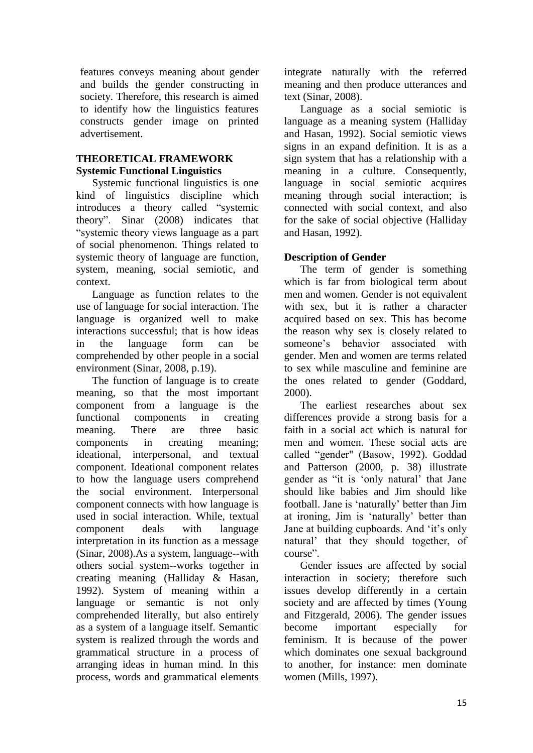features conveys meaning about gender and builds the gender constructing in society. Therefore, this research is aimed to identify how the linguistics features constructs gender image on printed advertisement.

## THEORETICAL FRAMEWORK

### Systemic Functional Linguistics

Systemic functional linguistics is one kind of linguistics discipline which introduces a theory called "systemic theory". Sinar (2008) indicates that "systemic theory views language as a part of social phenomenon. Things related to systemic theory of language are function, system, meaning, social semiotic, and context.

Language as function relates to the use of language for social interaction. The language is organized well to make interactions successful; that is how ideas in the language form can be comprehended by other people in a social environment (Sinar, 2008, p.19).

The function of language is to create meaning, so that the most important component from a language is the functional components in creating meaning. There are three basic components in creating meaning; ideational, interpersonal, and textual component. Ideational component relates to how the language users comprehend the social environment. Interpersonal component connects with how language is used in social interaction. While, textual component deals with language interpretation in its function as a message (Sinar, 2008).As a system, language--with others social system--works together in creating meaning (Halliday & Hasan, 1992). System of meaning within a language or semantic is not only comprehended literally, but also entirely as a system of a language itself. Semantic system is realized through the words and grammatical structure in a process of arranging ideas in human mind. In this process, words and grammatical elements integrate naturally with the referred meaning and then produce utterances and text (Sinar, 2008).

Language as a social semiotic is language as a meaning system (Halliday and Hasan, 1992). Social semiotic views signs in an expand definition. It is as a sign system that has a relationship with a meaning in a culture. Consequently, language in social semiotic acquires meaning through social interaction; is connected with social context, and also for the sake of social objective (Halliday and Hasan, 1992).

### Description of Gender

The term of gender is something which is far from biological term about men and women. Gender is not equivalent with sex, but it is rather a character acquired based on sex. This has become the reason why sex is closely related to someone's behavior associated with gender. Men and women are terms related to sex while masculine and feminine are the ones related to gender (Goddard, 2000).

The earliest researches about sex differences provide a strong basis for a faith in a social act which is natural for men and women. These social acts are called "gender" (Basow, 1992). Goddad and Patterson (2000, p. 38) illustrate gender as "it is 'only natural' that Jane should like babies and Jim should like football. Jane is 'naturally' better than Jim at ironing, Jim is 'naturally' better than Jane at building cupboards. And 'it's only natural' that they should together, of course".

Gender issues are affected by social interaction in society; therefore such issues develop differently in a certain society and are affected by times (Young and Fitzgerald, 2006). The gender issues become important especially for feminism. It is because of the power which dominates one sexual background to another, for instance: men dominate women (Mills, 1997).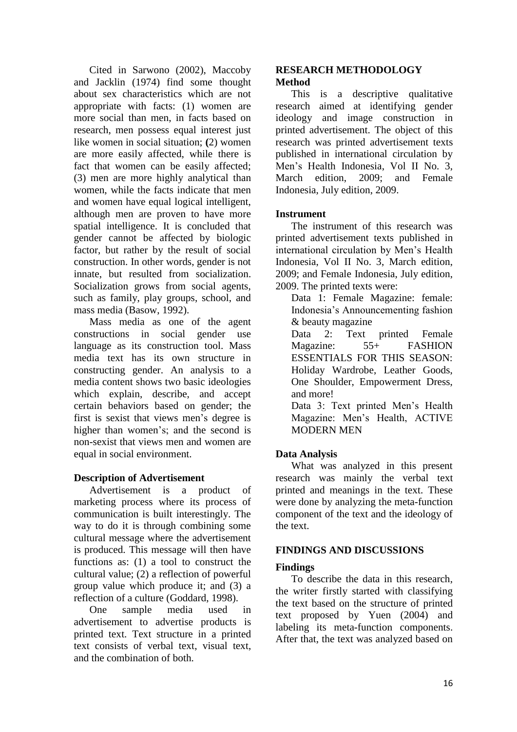Cited in Sarwono (2002), Maccoby and Jacklin (1974) find some thought about sex characteristics which are not appropriate with facts: (1) women are more social than men, in facts based on research, men possess equal interest just like women in social situation; **(**2) women are more easily affected, while there is fact that women can be easily affected; (3) men are more highly analytical than women, while the facts indicate that men and women have equal logical intelligent, although men are proven to have more spatial intelligence. It is concluded that gender cannot be affected by biologic factor, but rather by the result of social construction. In other words, gender is not innate, but resulted from socialization. Socialization grows from social agents, such as family, play groups, school, and mass media (Basow, 1992).

Mass media as one of the agent constructions in social gender use language as its construction tool. Mass media text has its own structure in constructing gender. An analysis to a media content shows two basic ideologies which explain, describe, and accept certain behaviors based on gender; the first is sexist that views men's degree is higher than women's; and the second is non-sexist that views men and women are equal in social environment.

### Description of Advertisement

Advertisement is a product of marketing process where its process of communication is built interestingly. The way to do it is through combining some cultural message where the advertisement is produced. This message will then have functions as: (1) a tool to construct the cultural value; (2) a reflection of powerful group value which produce it; and (3) a reflection of a culture (Goddard, 1998).

One sample media used in advertisement to advertise products is printed text. Text structure in a printed text consists of verbal text, visual text, and the combination of both.

## RESEARCH METHODOLOGY

### Method

This is a descriptive qualitative research aimed at identifying gender ideology and image construction in printed advertisement. The object of this research was printed advertisement texts published in international circulation by Men's Health Indonesia, Vol II No. 3, March edition, 2009; and Female Indonesia, July edition, 2009.

### Instrument

The instrument of this research was printed advertisement texts published in international circulation by Men's Health Indonesia, Vol II No. 3, March edition, 2009; and Female Indonesia, July edition, 2009. The printed texts were:

Data 1: Female Magazine: female: Indonesia's Announcementing fashion & beauty magazine

Data 2: Text printed Female Magazine: 55+ FASHION ESSENTIALS FOR THIS SEASON: Holiday Wardrobe, Leather Goods, One Shoulder, Empowerment Dress, and more!

Data 3: Text printed Men's Health Magazine: Men's Health, ACTIVE MODERN MEN

### Data Analysis

What was analyzed in this present research was mainly the verbal text printed and meanings in the text. These were done by analyzing the meta-function component of the text and the ideology of the text.

## FINDINGS AND DISCUSSIONS

### Findings

To describe the data in this research, the writer firstly started with classifying the text based on the structure of printed text proposed by Yuen (2004) and labeling its meta-function components. After that, the text was analyzed based on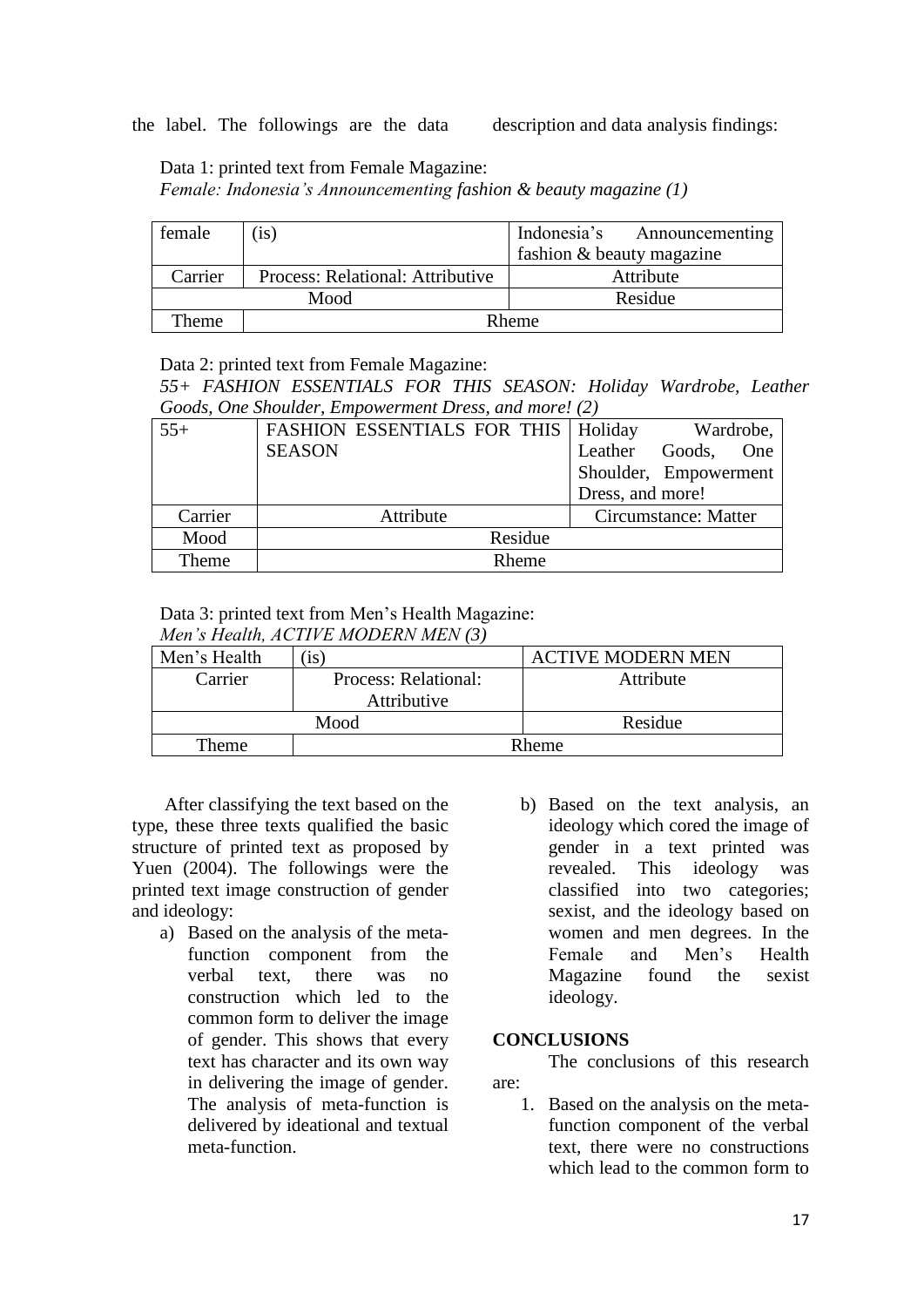the label. The followings are the data description and data analysis findings:

Data 1: printed text from Female Magazine:
*Female: Indonesia's Announcementing fashion & beauty magazine (1)*

| female | (is) | Indonesia's Announcementing fashion & beauty magazine |
|---|---|---|
| Carrier | Process: Relational: Attributive | Attribute |
| Mood | | Residue |
| Theme | Rheme | |

Data 2: printed text from Female Magazine:
*55+ FASHION ESSENTIALS FOR THIS SEASON: Holiday Wardrobe, Leather Goods, One Shoulder, Empowerment Dress, and more! (2)*

| 55+ | FASHION ESSENTIALS FOR THIS SEASON | Holiday Wardrobe, Leather Goods, One Shoulder, Empowerment Dress, and more! |
|---|---|---|
| Carrier | Attribute | Circumstance: Matter |
| Mood | Residue | |
| Theme | Rheme | |

Data 3: printed text from Men's Health Magazine:
*Men's Health, ACTIVE MODERN MEN (3)*

| Men's Health | (is) | ACTIVE MODERN MEN |
|---|---|---|
| Carrier | Process: Relational: Attributive | Attribute |
| Mood | | Residue |
| Theme | Rheme | |

After classifying the text based on the type, these three texts qualified the basic structure of printed text as proposed by Yuen (2004). The followings were the printed text image construction of gender and ideology:

a) Based on the analysis of the meta-function component from the verbal text, there was no construction which led to the common form to deliver the image of gender. This shows that every text has character and its own way in delivering the image of gender. The analysis of meta-function is delivered by ideational and textual meta-function.

b) Based on the text analysis, an ideology which cored the image of gender in a text printed was revealed. This ideology was classified into two categories; sexist, and the ideology based on women and men degrees. In the Female and Men's Health Magazine found the sexist ideology.

## CONCLUSIONS

The conclusions of this research are:

1. Based on the analysis on the meta-function component of the verbal text, there were no constructions which lead to the common form to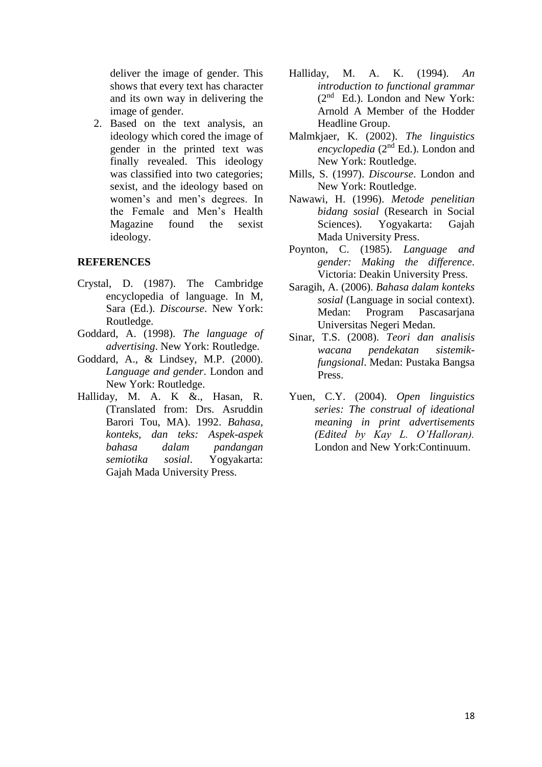deliver the image of gender. This shows that every text has character and its own way in delivering the image of gender.

2. Based on the text analysis, an ideology which cored the image of gender in the printed text was finally revealed. This ideology was classified into two categories; sexist, and the ideology based on women's and men's degrees. In the Female and Men's Health Magazine found the sexist ideology.

## REFERENCES

Crystal, D. (1987). The Cambridge encyclopedia of language. In M, Sara (Ed.). *Discourse*. New York: Routledge.

Goddard, A. (1998). *The language of advertising*. New York: Routledge.

Goddard, A., & Lindsey, M.P. (2000). *Language and gender*. London and New York: Routledge.

Halliday, M. A. K &., Hasan, R. (Translated from: Drs. Asruddin Barori Tou, MA). 1992. *Bahasa, konteks, dan teks: Aspek-aspek bahasa dalam pandangan semiotika sosial*. Yogyakarta: Gajah Mada University Press.

Halliday, M. A. K. (1994). *An introduction to functional grammar* (2nd Ed.). London and New York: Arnold A Member of the Hodder Headline Group.

Malmkjaer, K. (2002). *The linguistics encyclopedia* (2nd Ed.). London and New York: Routledge.

Mills, S. (1997). *Discourse*. London and New York: Routledge.

Nawawi, H. (1996). *Metode penelitian bidang sosial* (Research in Social Sciences). Yogyakarta: Gajah Mada University Press.

Poynton, C. (1985). *Language and gender: Making the difference*. Victoria: Deakin University Press.

Saragih, A. (2006). *Bahasa dalam konteks sosial* (Language in social context). Medan: Program Pascasarjana Universitas Negeri Medan.

Sinar, T.S. (2008). *Teori dan analisis wacana pendekatan sistemik-fungsional*. Medan: Pustaka Bangsa Press.

Yuen, C.Y. (2004). *Open linguistics series: The construal of ideational meaning in print advertisements (Edited by Kay L. O'Halloran).* London and New York:Continuum.